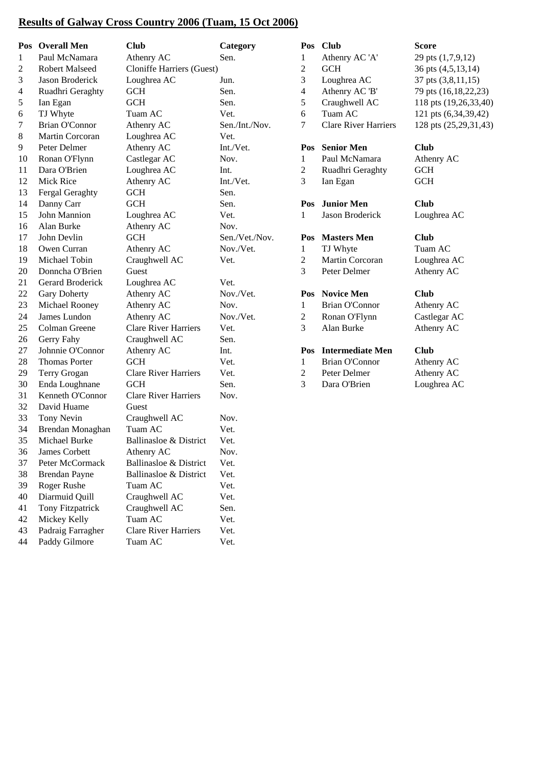# Results of Galway Cross Country 2006 (Tuam, 15 Oct 2006)

| Pos | Overall Men | Club | Category |
|---|---|---|---|
| 1 | Paul McNamara | Athenry AC | Sen. |
| 2 | Robert Malseed | Cloniffe Harriers (Guest) | |
| 3 | Jason Broderick | Loughrea AC | Jun. |
| 4 | Ruadhri Geraghty | GCH | Sen. |
| 5 | Ian Egan | GCH | Sen. |
| 6 | TJ Whyte | Tuam AC | Vet. |
| 7 | Brian O'Connor | Athenry AC | Sen./Int./Nov. |
| 8 | Martin Corcoran | Loughrea AC | Vet. |
| 9 | Peter Delmer | Athenry AC | Int./Vet. |
| 10 | Ronan O'Flynn | Castlegar AC | Nov. |
| 11 | Dara O'Brien | Loughrea AC | Int. |
| 12 | Mick Rice | Athenry AC | Int./Vet. |
| 13 | Fergal Geraghty | GCH | Sen. |
| 14 | Danny Carr | GCH | Sen. |
| 15 | John Mannion | Loughrea AC | Vet. |
| 16 | Alan Burke | Athenry AC | Nov. |
| 17 | John Devlin | GCH | Sen./Vet./Nov. |
| 18 | Owen Curran | Athenry AC | Nov./Vet. |
| 19 | Michael Tobin | Craughwell AC | Vet. |
| 20 | Donncha O'Brien | Guest | |
| 21 | Gerard Broderick | Loughrea AC | Vet. |
| 22 | Gary Doherty | Athenry AC | Nov./Vet. |
| 23 | Michael Rooney | Athenry AC | Nov. |
| 24 | James Lundon | Athenry AC | Nov./Vet. |
| 25 | Colman Greene | Clare River Harriers | Vet. |
| 26 | Gerry Fahy | Craughwell AC | Sen. |
| 27 | Johnnie O'Connor | Athenry AC | Int. |
| 28 | Thomas Porter | GCH | Vet. |
| 29 | Terry Grogan | Clare River Harriers | Vet. |
| 30 | Enda Loughnane | GCH | Sen. |
| 31 | Kenneth O'Connor | Clare River Harriers | Nov. |
| 32 | David Huame | Guest | |
| 33 | Tony Nevin | Craughwell AC | Nov. |
| 34 | Brendan Monaghan | Tuam AC | Vet. |
| 35 | Michael Burke | Ballinasloe & District | Vet. |
| 36 | James Corbett | Athenry AC | Nov. |
| 37 | Peter McCormack | Ballinasloe & District | Vet. |
| 38 | Brendan Payne | Ballinasloe & District | Vet. |
| 39 | Roger Rushe | Tuam AC | Vet. |
| 40 | Diarmuid Quill | Craughwell AC | Vet. |
| 41 | Tony Fitzpatrick | Craughwell AC | Sen. |
| 42 | Mickey Kelly | Tuam AC | Vet. |
| 43 | Padraig Farragher | Clare River Harriers | Vet. |
| 44 | Paddy Gilmore | Tuam AC | Vet. |

| Pos | Club | Score |
|---|---|---|
| 1 | Athenry AC 'A' | 29 pts (1,7,9,12) |
| 2 | GCH | 36 pts (4,5,13,14) |
| 3 | Loughrea AC | 37 pts (3,8,11,15) |
| 4 | Athenry AC 'B' | 79 pts (16,18,22,23) |
| 5 | Craughwell AC | 118 pts (19,26,33,40) |
| 6 | Tuam AC | 121 pts (6,34,39,42) |
| 7 | Clare River Harriers | 128 pts (25,29,31,43) |

| Pos | Senior Men | Club |
|---|---|---|
| 1 | Paul McNamara | Athenry AC |
| 2 | Ruadhri Geraghty | GCH |
| 3 | Ian Egan | GCH |

| Pos | Junior Men | Club |
|---|---|---|
| 1 | Jason Broderick | Loughrea AC |

| Pos | Masters Men | Club |
|---|---|---|
| 1 | TJ Whyte | Tuam AC |
| 2 | Martin Corcoran | Loughrea AC |
| 3 | Peter Delmer | Athenry AC |

| Pos | Novice Men | Club |
|---|---|---|
| 1 | Brian O'Connor | Athenry AC |
| 2 | Ronan O'Flynn | Castlegar AC |
| 3 | Alan Burke | Athenry AC |

| Pos | Intermediate Men | Club |
|---|---|---|
| 1 | Brian O'Connor | Athenry AC |
| 2 | Peter Delmer | Athenry AC |
| 3 | Dara O'Brien | Loughrea AC |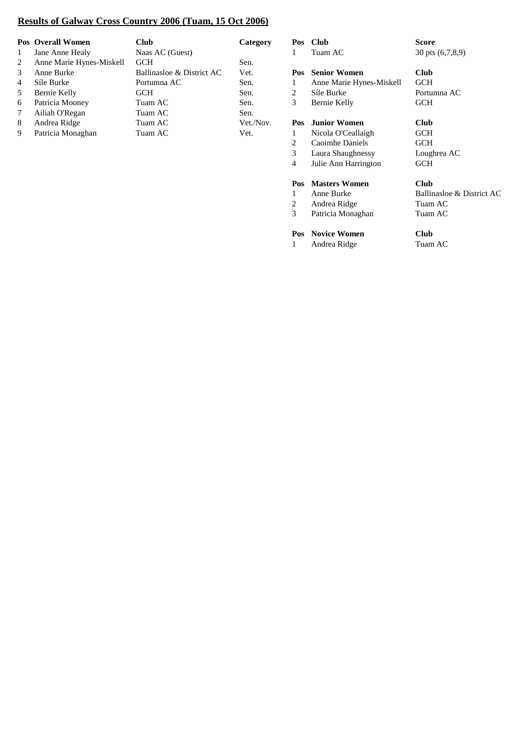## Results of Galway Cross Country 2006 (Tuam, 15 Oct 2006)

| Pos | Overall Women | Club | Category |
|---|---|---|---|
| 1 | Jane Anne Healy | Naas AC (Guest) | |
| 2 | Anne Marie Hynes-Miskell | GCH | Sen. |
| 3 | Anne Burke | Ballinasloe & District AC | Vet. |
| 4 | Síle Burke | Portumna AC | Sen. |
| 5 | Bernie Kelly | GCH | Sen. |
| 6 | Patricia Mooney | Tuam AC | Sen. |
| 7 | Ailiah O'Regan | Tuam AC | Sen. |
| 8 | Andrea Ridge | Tuam AC | Vet./Nov. |
| 9 | Patricia Monaghan | Tuam AC | Vet. |

| Pos | Club | Score |
|---|---|---|
| 1 | Tuam AC | 30 pts (6,7,8,9) |

| Pos | Senior Women | Club |
|---|---|---|
| 1 | Anne Marie Hynes-Miskell | GCH |
| 2 | Síle Burke | Portumna AC |
| 3 | Bernie Kelly | GCH |

| Pos | Junior Women | Club |
|---|---|---|
| 1 | Nicola O'Ceallaigh | GCH |
| 2 | Caoimhe Daniels | GCH |
| 3 | Laura Shaughnessy | Loughrea AC |
| 4 | Julie Ann Harrington | GCH |

| Pos | Masters Women | Club |
|---|---|---|
| 1 | Anne Burke | Ballinasloe & District AC |
| 2 | Andrea Ridge | Tuam AC |
| 3 | Patricia Monaghan | Tuam AC |

| Pos | Novice Women | Club |
|---|---|---|
| 1 | Andrea Ridge | Tuam AC |